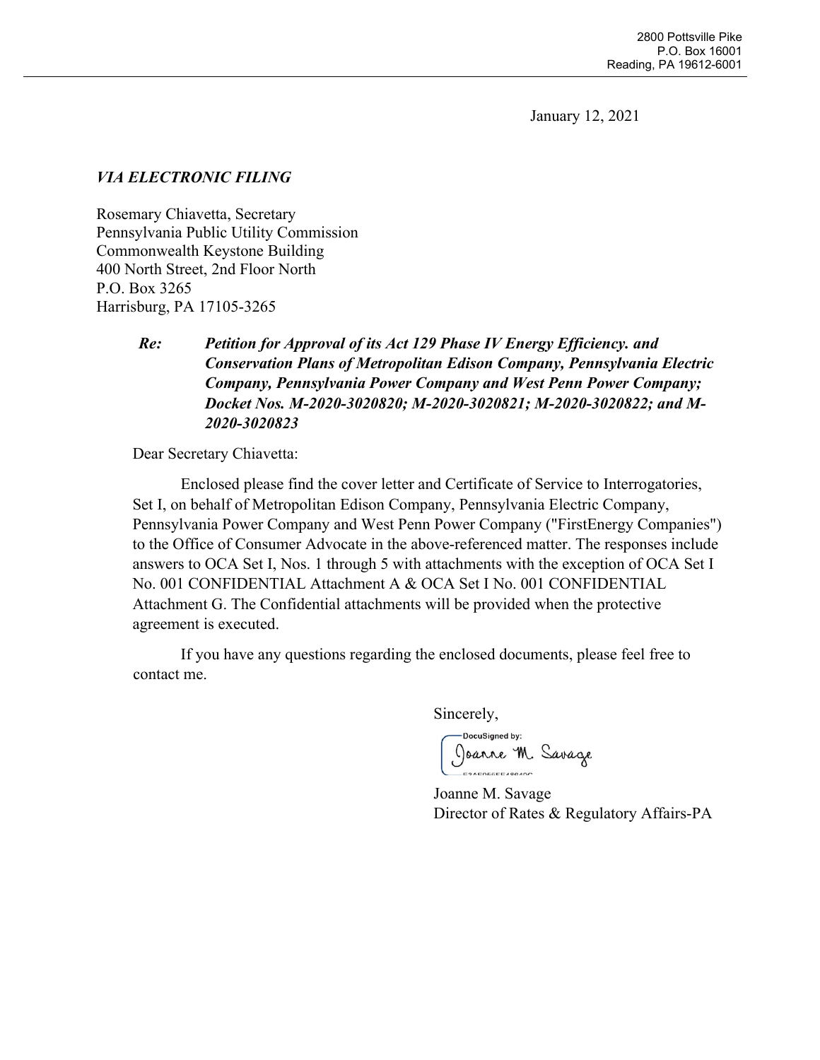2800 Pottsville Pike
P.O. Box 16001
Reading, PA 19612-6001

January 12, 2021

***VIA ELECTRONIC FILING***

Rosemary Chiavetta, Secretary
Pennsylvania Public Utility Commission
Commonwealth Keystone Building
400 North Street, 2nd Floor North
P.O. Box 3265
Harrisburg, PA 17105-3265

***Re: Petition for Approval of its Act 129 Phase IV Energy Efficiency. and Conservation Plans of Metropolitan Edison Company, Pennsylvania Electric Company, Pennsylvania Power Company and West Penn Power Company; Docket Nos. M-2020-3020820; M-2020-3020821; M-2020-3020822; and M-2020-3020823***

Dear Secretary Chiavetta:

Enclosed please find the cover letter and Certificate of Service to Interrogatories, Set I, on behalf of Metropolitan Edison Company, Pennsylvania Electric Company, Pennsylvania Power Company and West Penn Power Company ("FirstEnergy Companies") to the Office of Consumer Advocate in the above-referenced matter. The responses include answers to OCA Set I, Nos. 1 through 5 with attachments with the exception of OCA Set I No. 001 CONFIDENTIAL Attachment A & OCA Set I No. 001 CONFIDENTIAL Attachment G. The Confidential attachments will be provided when the protective agreement is executed.

If you have any questions regarding the enclosed documents, please feel free to contact me.

Sincerely,

DocuSigned by:
Joanne M. Savage

Joanne M. Savage
Director of Rates & Regulatory Affairs-PA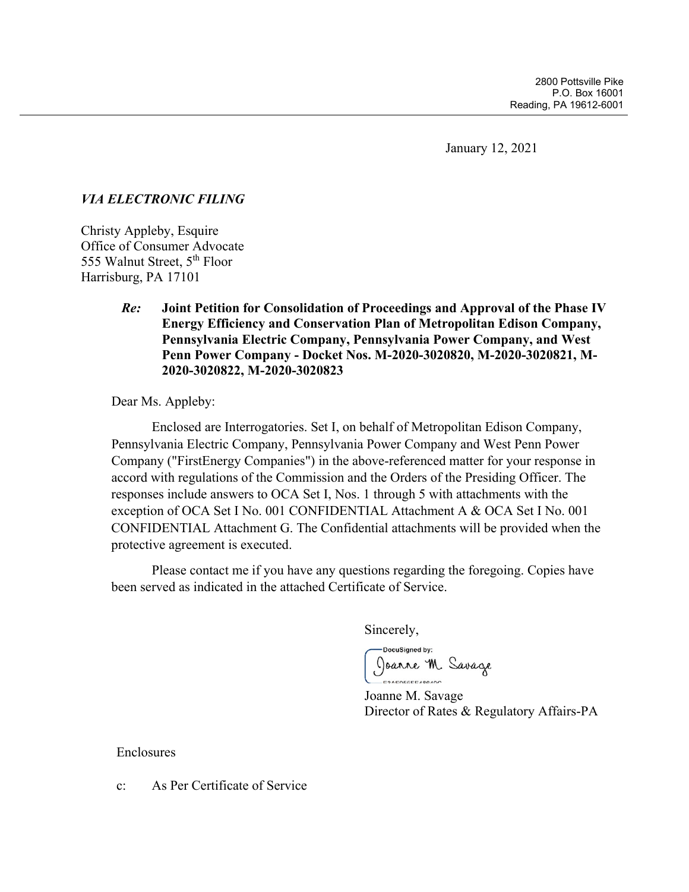2800 Pottsville Pike
P.O. Box 16001
Reading, PA 19612-6001

January 12, 2021

***VIA ELECTRONIC FILING***

Christy Appleby, Esquire
Office of Consumer Advocate
555 Walnut Street, 5th Floor
Harrisburg, PA 17101

***Re:*** **Joint Petition for Consolidation of Proceedings and Approval of the Phase IV Energy Efficiency and Conservation Plan of Metropolitan Edison Company, Pennsylvania Electric Company, Pennsylvania Power Company, and West Penn Power Company - Docket Nos. M-2020-3020820, M-2020-3020821, M-2020-3020822, M-2020-3020823**

Dear Ms. Appleby:

Enclosed are Interrogatories. Set I, on behalf of Metropolitan Edison Company, Pennsylvania Electric Company, Pennsylvania Power Company and West Penn Power Company ("FirstEnergy Companies") in the above-referenced matter for your response in accord with regulations of the Commission and the Orders of the Presiding Officer. The responses include answers to OCA Set I, Nos. 1 through 5 with attachments with the exception of OCA Set I No. 001 CONFIDENTIAL Attachment A & OCA Set I No. 001 CONFIDENTIAL Attachment G. The Confidential attachments will be provided when the protective agreement is executed.

Please contact me if you have any questions regarding the foregoing. Copies have been served as indicated in the attached Certificate of Service.

Sincerely,

DocuSigned by:
Joanne M. Savage

Joanne M. Savage
Director of Rates & Regulatory Affairs-PA

Enclosures

c: As Per Certificate of Service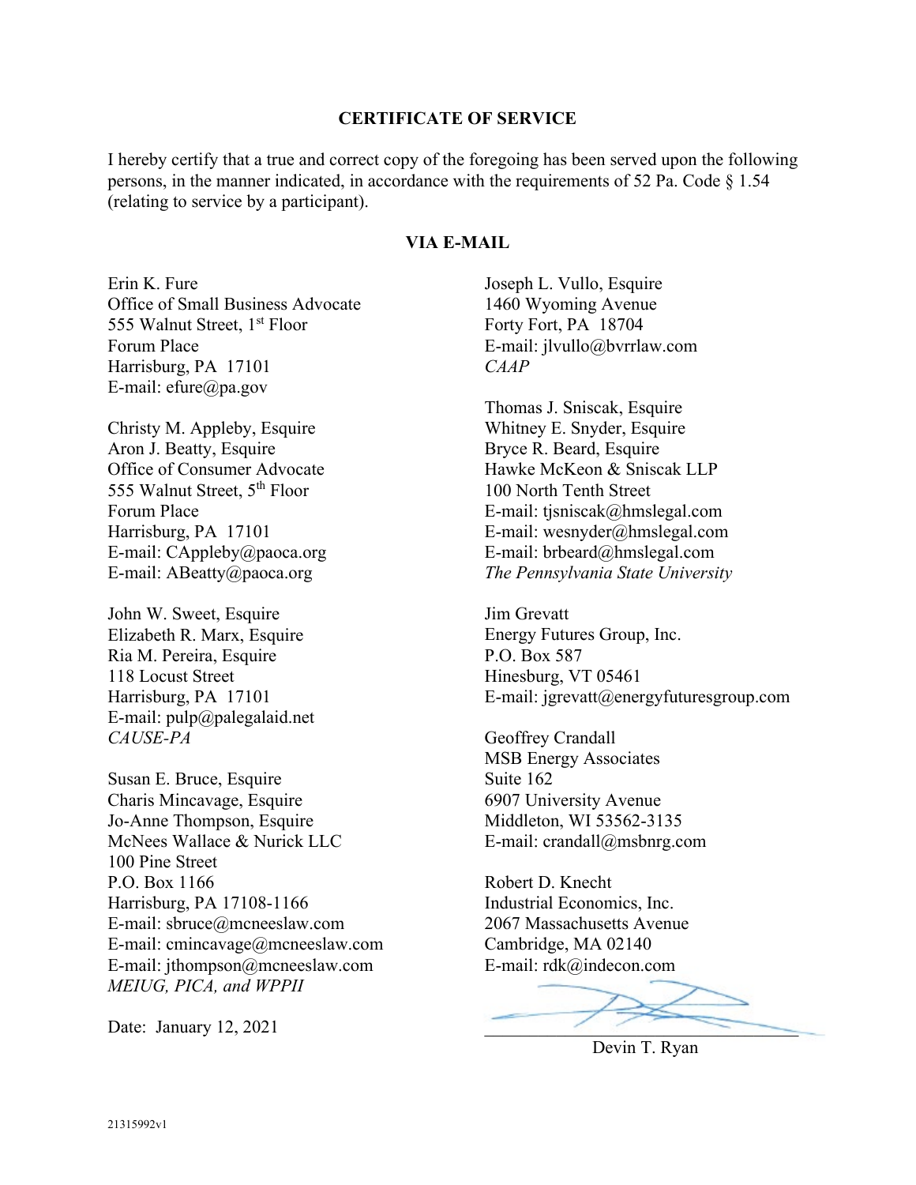**CERTIFICATE OF SERVICE**

I hereby certify that a true and correct copy of the foregoing has been served upon the following persons, in the manner indicated, in accordance with the requirements of 52 Pa. Code § 1.54 (relating to service by a participant).

**VIA E-MAIL**

Erin K. Fure
Office of Small Business Advocate
555 Walnut Street, 1st Floor
Forum Place
Harrisburg, PA 17101
E-mail: efure@pa.gov

Christy M. Appleby, Esquire
Aron J. Beatty, Esquire
Office of Consumer Advocate
555 Walnut Street, 5th Floor
Forum Place
Harrisburg, PA 17101
E-mail: CAppleby@paoca.org
E-mail: ABeatty@paoca.org

John W. Sweet, Esquire
Elizabeth R. Marx, Esquire
Ria M. Pereira, Esquire
118 Locust Street
Harrisburg, PA 17101
E-mail: pulp@palegalaid.net
*CAUSE-PA*

Susan E. Bruce, Esquire
Charis Mincavage, Esquire
Jo-Anne Thompson, Esquire
McNees Wallace & Nurick LLC
100 Pine Street
P.O. Box 1166
Harrisburg, PA 17108-1166
E-mail: sbruce@mcneeslaw.com
E-mail: cmincavage@mcneeslaw.com
E-mail: jthompson@mcneeslaw.com
*MEIUG, PICA, and WPPII*

Joseph L. Vullo, Esquire
1460 Wyoming Avenue
Forty Fort, PA 18704
E-mail: jlvullo@bvrrlaw.com
*CAAP*

Thomas J. Sniscak, Esquire
Whitney E. Snyder, Esquire
Bryce R. Beard, Esquire
Hawke McKeon & Sniscak LLP
100 North Tenth Street
E-mail: tjsniscak@hmslegal.com
E-mail: wesnyder@hmslegal.com
E-mail: brbeard@hmslegal.com
*The Pennsylvania State University*

Jim Grevatt
Energy Futures Group, Inc.
P.O. Box 587
Hinesburg, VT 05461
E-mail: jgrevatt@energyfuturesgroup.com

Geoffrey Crandall
MSB Energy Associates
Suite 162
6907 University Avenue
Middleton, WI 53562-3135
E-mail: crandall@msbnrg.com

Robert D. Knecht
Industrial Economics, Inc.
2067 Massachusetts Avenue
Cambridge, MA 02140
E-mail: rdk@indecon.com

Date: January 12, 2021

\_\_\_\_\_\_\_\_\_\_\_\_\_\_\_\_\_\_\_\_\_\_\_\_\_\_\_\_\_\_\_\_
Devin T. Ryan

21315992v1